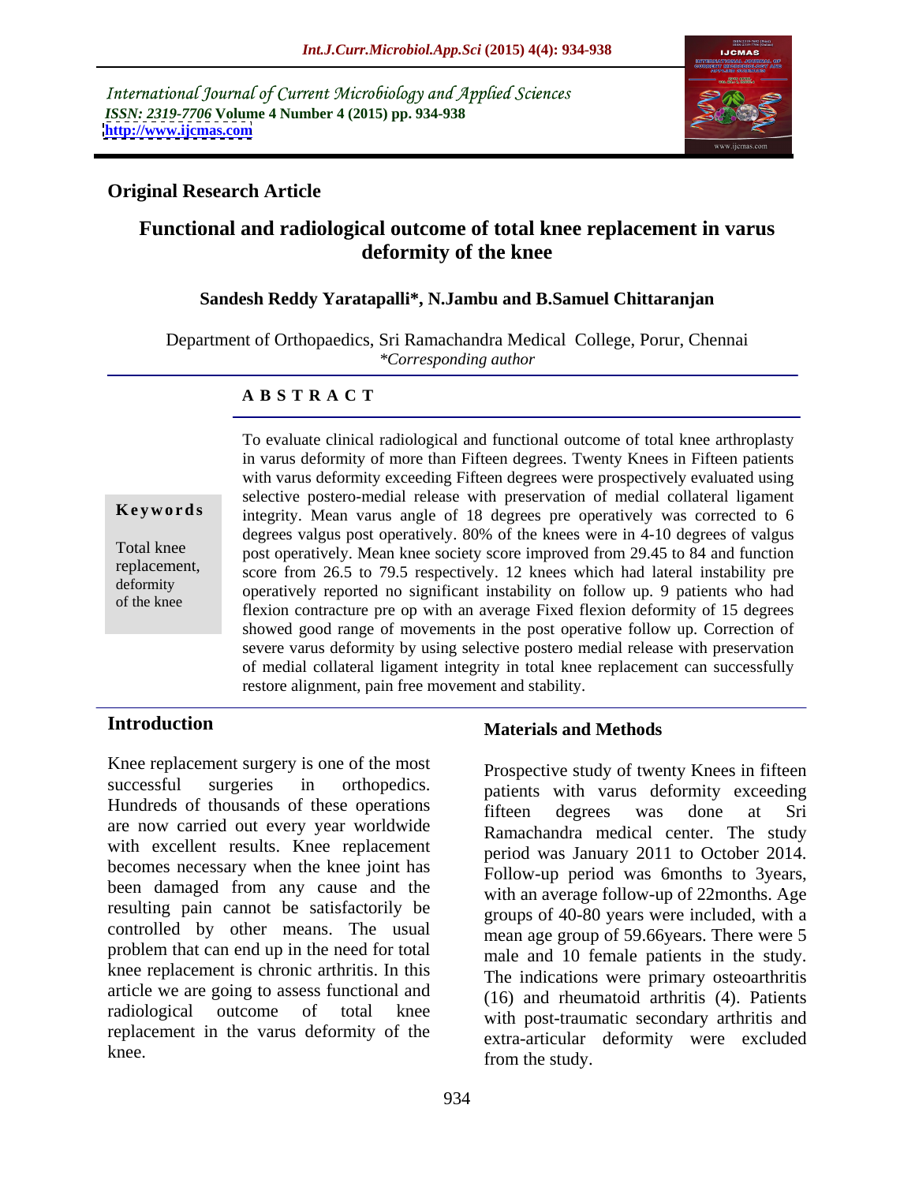International Journal of Current Microbiology and Applied Sciences
*ISSN: 2319-7706* **Volume 4 Number 4 (2015) pp. 934-938**
**http://www.ijcmas.com**

**Original Research Article**

# Functional and radiological outcome of total knee replacement in varus deformity of the knee

**Sandesh Reddy Yaratapalli\*, N.Jambu and B.Samuel Chittaranjan**

Department of Orthopaedics, Sri Ramachandra Medical College, Porur, Chennai
*\*Corresponding author*

## A B S T R A C T

**Keywords**

Total knee replacement, deformity of the knee

To evaluate clinical radiological and functional outcome of total knee arthroplasty in varus deformity of more than Fifteen degrees. Twenty Knees in Fifteen patients with varus deformity exceeding Fifteen degrees were prospectively evaluated using selective postero-medial release with preservation of medial collateral ligament integrity. Mean varus angle of 18 degrees pre operatively was corrected to 6 degrees valgus post operatively. 80% of the knees were in 4-10 degrees of valgus post operatively. Mean knee society score improved from 29.45 to 84 and function score from 26.5 to 79.5 respectively. 12 knees which had lateral instability pre operatively reported no significant instability on follow up. 9 patients who had flexion contracture pre op with an average Fixed flexion deformity of 15 degrees showed good range of movements in the post operative follow up. Correction of severe varus deformity by using selective postero medial release with preservation of medial collateral ligament integrity in total knee replacement can successfully restore alignment, pain free movement and stability.

## Introduction

Knee replacement surgery is one of the most successful surgeries in orthopedics. Hundreds of thousands of these operations are now carried out every year worldwide with excellent results. Knee replacement becomes necessary when the knee joint has been damaged from any cause and the resulting pain cannot be satisfactorily be controlled by other means. The usual problem that can end up in the need for total knee replacement is chronic arthritis. In this article we are going to assess functional and radiological outcome of total knee replacement in the varus deformity of the knee.

## Materials and Methods

Prospective study of twenty Knees in fifteen patients with varus deformity exceeding fifteen degrees was done at Sri Ramachandra medical center. The study period was January 2011 to October 2014. Follow-up period was 6months to 3years, with an average follow-up of 22months. Age groups of 40-80 years were included, with a mean age group of 59.66years. There were 5 male and 10 female patients in the study. The indications were primary osteoarthritis (16) and rheumatoid arthritis (4). Patients with post-traumatic secondary arthritis and extra-articular deformity were excluded from the study.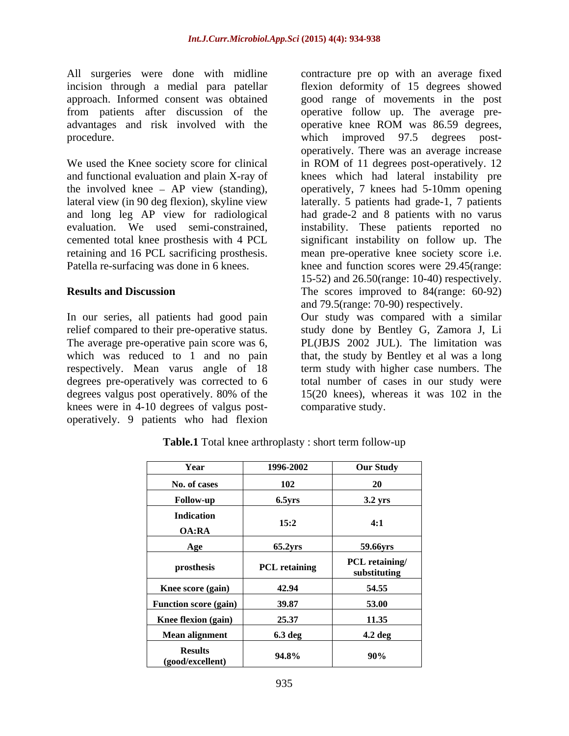All surgeries were done with midline incision through a medial para patellar approach. Informed consent was obtained from patients after discussion of the advantages and risk involved with the procedure.

We used the Knee society score for clinical and functional evaluation and plain X-ray of the involved knee – AP view (standing), lateral view (in 90 deg flexion), skyline view and long leg AP view for radiological evaluation. We used semi-constrained, cemented total knee prosthesis with 4 PCL retaining and 16 PCL sacrificing prosthesis. Patella re-surfacing was done in 6 knees.

## Results and Discussion

In our series, all patients had good pain relief compared to their pre-operative status. The average pre-operative pain score was 6, which was reduced to 1 and no pain respectively. Mean varus angle of 18 degrees pre-operatively was corrected to 6 degrees valgus post operatively. 80% of the knees were in 4-10 degrees of valgus post-operatively. 9 patients who had flexion contracture pre op with an average fixed flexion deformity of 15 degrees showed good range of movements in the post operative follow up. The average pre-operative knee ROM was 86.59 degrees, which improved 97.5 degrees post-operatively. There was an average increase in ROM of 11 degrees post-operatively. 12 knees which had lateral instability pre operatively, 7 knees had 5-10mm opening laterally. 5 patients had grade-1, 7 patients had grade-2 and 8 patients with no varus instability. These patients reported no significant instability on follow up. The mean pre-operative knee society score i.e. knee and function scores were 29.45(range: 15-52) and 26.50(range: 10-40) respectively. The scores improved to 84(range: 60-92) and 79.5(range: 70-90) respectively.

Our study was compared with a similar study done by Bentley G, Zamora J, Li PL(JBJS 2002 JUL). The limitation was that, the study by Bentley et al was a long term study with higher case numbers. The total number of cases in our study were 15(20 knees), whereas it was 102 in the comparative study.

**Table.1** Total knee arthroplasty : short term follow-up

| Year | 1996-2002 | Our Study |
|---|---|---|
| No. of cases | 102 | 20 |
| Follow-up | 6.5yrs | 3.2 yrs |
| Indication OA:RA | 15:2 | 4:1 |
| Age | 65.2yrs | 59.66yrs |
| prosthesis | PCL retaining | PCL retaining/ substituting |
| Knee score (gain) | 42.94 | 54.55 |
| Function score (gain) | 39.87 | 53.00 |
| Knee flexion (gain) | 25.37 | 11.35 |
| Mean alignment | 6.3 deg | 4.2 deg |
| Results (good/excellent) | 94.8% | 90% |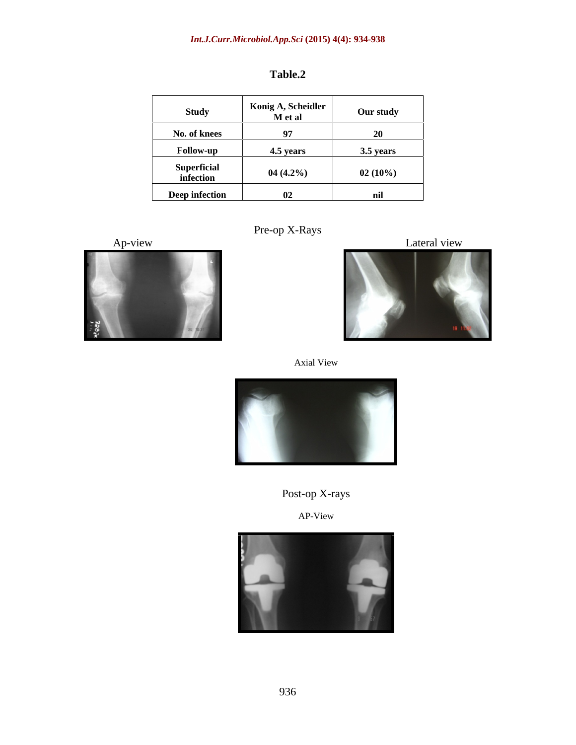**Table.2**

| Study | Konig A, Scheidler M et al | Our study |
|---|---|---|
| No. of knees | 97 | 20 |
| Follow-up | 4.5 years | 3.5 years |
| Superficial infection | 04 (4.2%) | 02 (10%) |
| Deep infection | 02 | nil |

Pre-op X-Rays

Ap-view

Lateral view

Axial View

Post-op X-rays

AP-View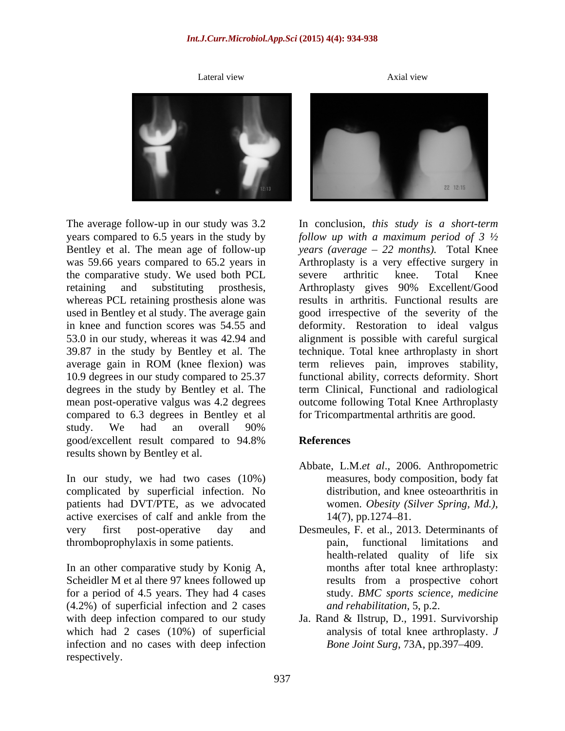Lateral view

Axial view

The average follow-up in our study was 3.2 years compared to 6.5 years in the study by Bentley et al. The mean age of follow-up was 59.66 years compared to 65.2 years in the comparative study. We used both PCL retaining and substituting prosthesis, whereas PCL retaining prosthesis alone was used in Bentley et al study. The average gain in knee and function scores was 54.55 and 53.0 in our study, whereas it was 42.94 and 39.87 in the study by Bentley et al. The average gain in ROM (knee flexion) was 10.9 degrees in our study compared to 25.37 degrees in the study by Bentley et al. The mean post-operative valgus was 4.2 degrees compared to 6.3 degrees in Bentley et al study. We had an overall 90% good/excellent result compared to 94.8% results shown by Bentley et al.

In our study, we had two cases (10%) complicated by superficial infection. No patients had DVT/PTE, as we advocated active exercises of calf and ankle from the very first post-operative day and thromboprophylaxis in some patients.

In an other comparative study by Konig A, Scheidler M et al there 97 knees followed up for a period of 4.5 years. They had 4 cases (4.2%) of superficial infection and 2 cases with deep infection compared to our study which had 2 cases (10%) of superficial infection and no cases with deep infection respectively.

In conclusion, *this study is a short-term follow up with a maximum period of 3 ½ years (average – 22 months).* Total Knee Arthroplasty is a very effective surgery in severe arthritic knee. Total Knee Arthroplasty gives 90% Excellent/Good results in arthritis. Functional results are good irrespective of the severity of the deformity. Restoration to ideal valgus alignment is possible with careful surgical technique. Total knee arthroplasty in short term relieves pain, improves stability, functional ability, corrects deformity. Short term Clinical, Functional and radiological outcome following Total Knee Arthroplasty for Tricompartmental arthritis are good.

## References

Abbate, L.M.*et al*., 2006. Anthropometric measures, body composition, body fat distribution, and knee osteoarthritis in women. *Obesity (Silver Spring, Md.)*, 14(7), pp.1274–81.

Desmeules, F. et al., 2013. Determinants of pain, functional limitations and health-related quality of life six months after total knee arthroplasty: results from a prospective cohort study. *BMC sports science, medicine and rehabilitation*, 5, p.2.

Ja. Rand & Ilstrup, D., 1991. Survivorship analysis of total knee arthroplasty. *J Bone Joint Surg*, 73A, pp.397–409.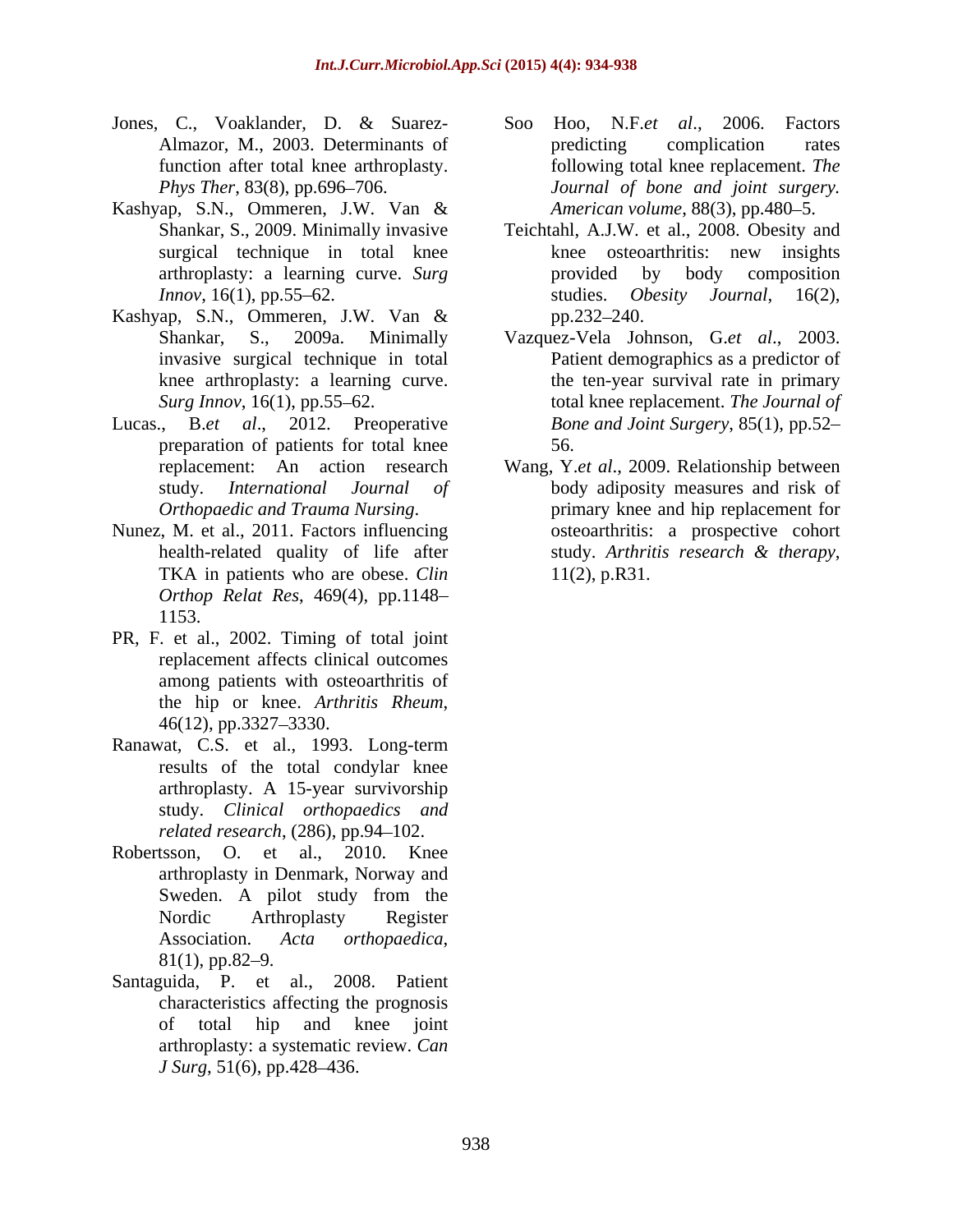Jones, C., Voaklander, D. & Suarez-Almazor, M., 2003. Determinants of function after total knee arthroplasty. *Phys Ther*, 83(8), pp.696–706.

Kashyap, S.N., Ommeren, J.W. Van & Shankar, S., 2009. Minimally invasive surgical technique in total knee arthroplasty: a learning curve. *Surg Innov*, 16(1), pp.55–62.

Kashyap, S.N., Ommeren, J.W. Van & Shankar, S., 2009a. Minimally invasive surgical technique in total knee arthroplasty: a learning curve. *Surg Innov*, 16(1), pp.55–62.

Lucas., B.*et al*., 2012. Preoperative preparation of patients for total knee replacement: An action research study. *International Journal of Orthopaedic and Trauma Nursing*.

Nunez, M. et al., 2011. Factors influencing health-related quality of life after TKA in patients who are obese. *Clin Orthop Relat Res*, 469(4), pp.1148–1153.

PR, F. et al., 2002. Timing of total joint replacement affects clinical outcomes among patients with osteoarthritis of the hip or knee. *Arthritis Rheum*, 46(12), pp.3327–3330.

Ranawat, C.S. et al., 1993. Long-term results of the total condylar knee arthroplasty. A 15-year survivorship study. *Clinical orthopaedics and related research*, (286), pp.94–102.

Robertsson, O. et al., 2010. Knee arthroplasty in Denmark, Norway and Sweden. A pilot study from the Nordic Arthroplasty Register Association. *Acta orthopaedica*, 81(1), pp.82–9.

Santaguida, P. et al., 2008. Patient characteristics affecting the prognosis of total hip and knee joint arthroplasty: a systematic review. *Can J Surg*, 51(6), pp.428–436.

Soo Hoo, N.F.*et al*., 2006. Factors predicting complication rates following total knee replacement. *The Journal of bone and joint surgery. American volume*, 88(3), pp.480–5.

Teichtahl, A.J.W. et al., 2008. Obesity and knee osteoarthritis: new insights provided by body composition studies. *Obesity Journal*, 16(2), pp.232–240.

Vazquez-Vela Johnson, G.*et al*., 2003. Patient demographics as a predictor of the ten-year survival rate in primary total knee replacement. *The Journal of Bone and Joint Surgery*, 85(1), pp.52–56.

Wang, Y.*et al*., 2009. Relationship between body adiposity measures and risk of primary knee and hip replacement for osteoarthritis: a prospective cohort study. *Arthritis research & therapy*, 11(2), p.R31.